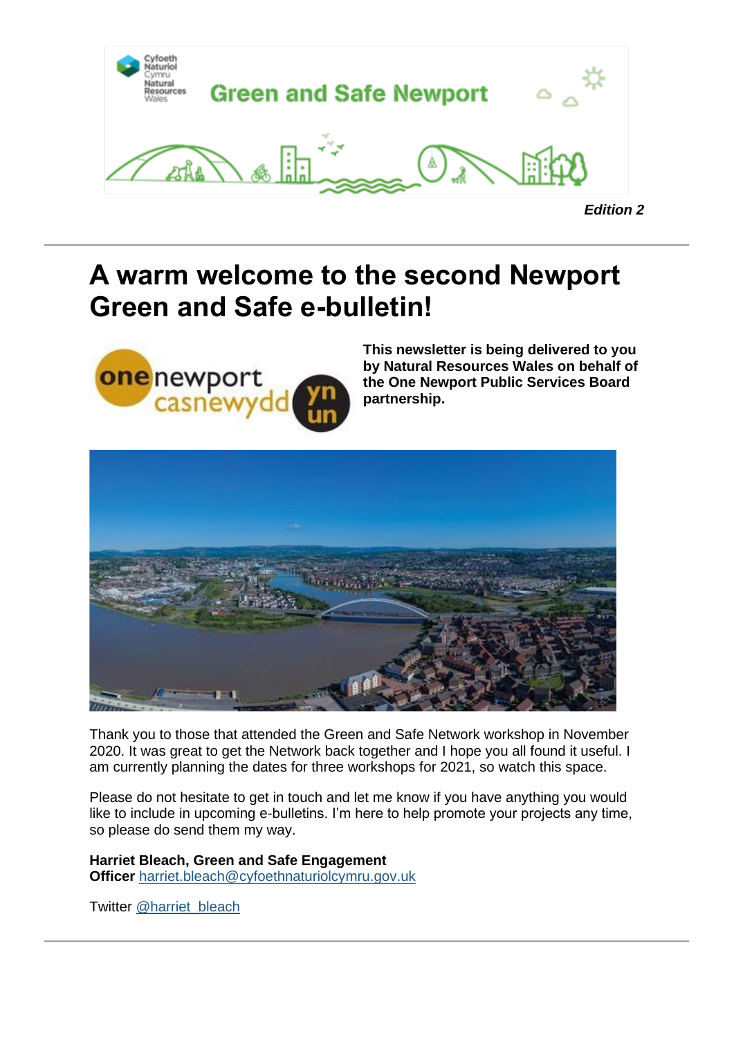Green and Safe Newport

***Edition 2***

# A warm welcome to the second Newport Green and Safe e-bulletin!

**This newsletter is being delivered to you by Natural Resources Wales on behalf of the One Newport Public Services Board partnership.**

Thank you to those that attended the Green and Safe Network workshop in November 2020. It was great to get the Network back together and I hope you all found it useful. I am currently planning the dates for three workshops for 2021, so watch this space.

Please do not hesitate to get in touch and let me know if you have anything you would like to include in upcoming e-bulletins. I'm here to help promote your projects any time, so please do send them my way.

**Harriet Bleach, Green and Safe Engagement Officer** harriet.bleach@cyfoethnaturiolcymru.gov.uk

Twitter @harriet_bleach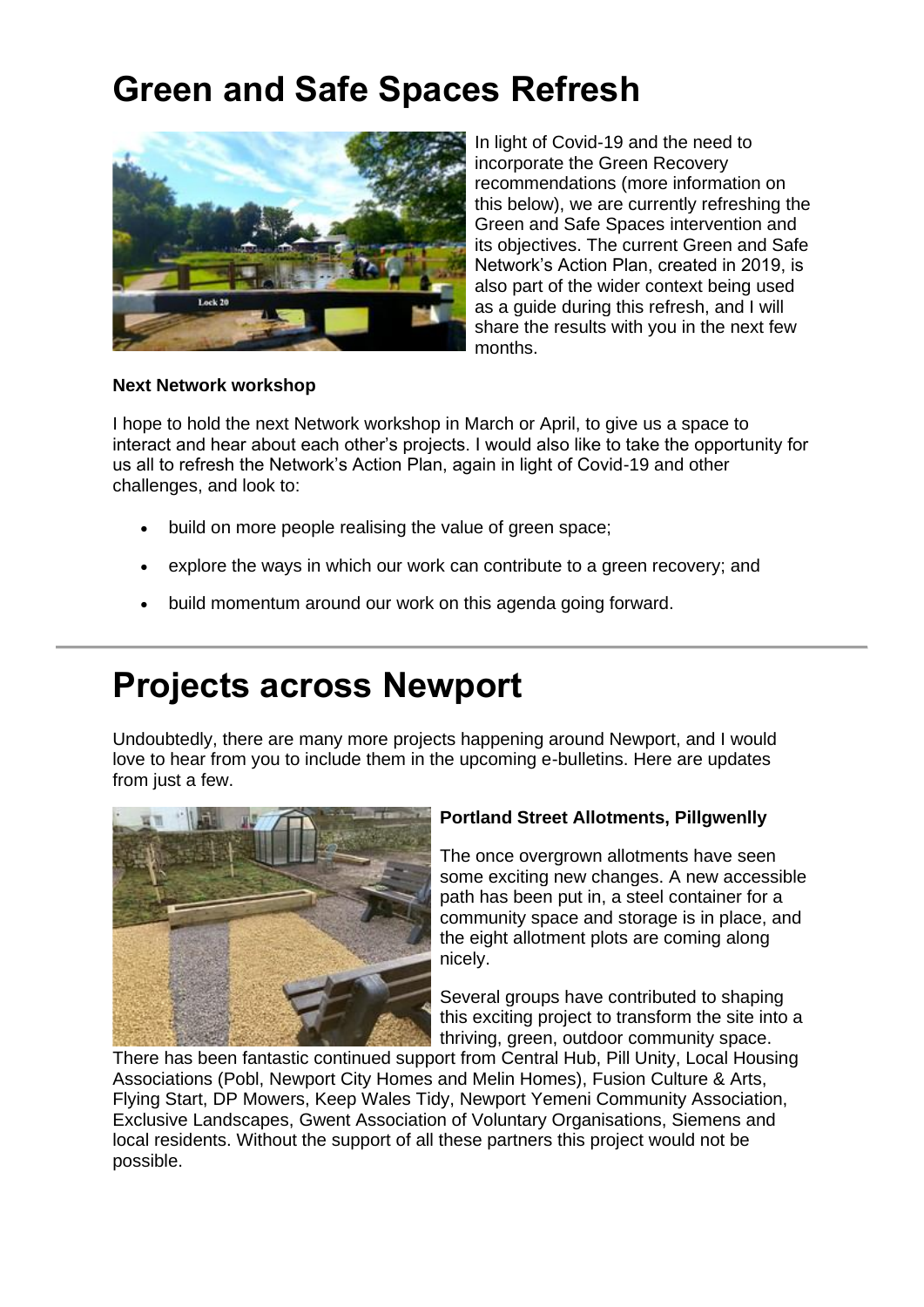# Green and Safe Spaces Refresh

In light of Covid-19 and the need to incorporate the Green Recovery recommendations (more information on this below), we are currently refreshing the Green and Safe Spaces intervention and its objectives. The current Green and Safe Network's Action Plan, created in 2019, is also part of the wider context being used as a guide during this refresh, and I will share the results with you in the next few months.

**Next Network workshop**

I hope to hold the next Network workshop in March or April, to give us a space to interact and hear about each other's projects. I would also like to take the opportunity for us all to refresh the Network's Action Plan, again in light of Covid-19 and other challenges, and look to:

- build on more people realising the value of green space;
- explore the ways in which our work can contribute to a green recovery; and
- build momentum around our work on this agenda going forward.

---

# Projects across Newport

Undoubtedly, there are many more projects happening around Newport, and I would love to hear from you to include them in the upcoming e-bulletins. Here are updates from just a few.

**Portland Street Allotments, Pillgwenlly**

The once overgrown allotments have seen some exciting new changes. A new accessible path has been put in, a steel container for a community space and storage is in place, and the eight allotment plots are coming along nicely.

Several groups have contributed to shaping this exciting project to transform the site into a thriving, green, outdoor community space. There has been fantastic continued support from Central Hub, Pill Unity, Local Housing Associations (Pobl, Newport City Homes and Melin Homes), Fusion Culture & Arts, Flying Start, DP Mowers, Keep Wales Tidy, Newport Yemeni Community Association, Exclusive Landscapes, Gwent Association of Voluntary Organisations, Siemens and local residents. Without the support of all these partners this project would not be possible.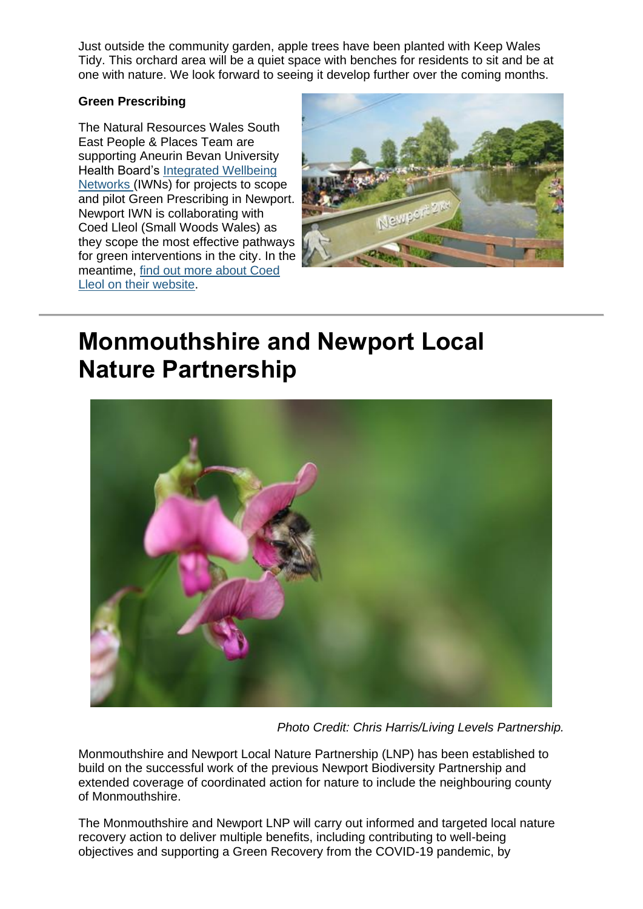Just outside the community garden, apple trees have been planted with Keep Wales Tidy. This orchard area will be a quiet space with benches for residents to sit and be at one with nature. We look forward to seeing it develop further over the coming months.

**Green Prescribing**

The Natural Resources Wales South East People & Places Team are supporting Aneurin Bevan University Health Board's [Integrated Wellbeing Networks](#) (IWNs) for projects to scope and pilot Green Prescribing in Newport. Newport IWN is collaborating with Coed Lleol (Small Woods Wales) as they scope the most effective pathways for green interventions in the city. In the meantime, [find out more about Coed Lleol on their website](#).

# Monmouthshire and Newport Local Nature Partnership

*Photo Credit: Chris Harris/Living Levels Partnership.*

Monmouthshire and Newport Local Nature Partnership (LNP) has been established to build on the successful work of the previous Newport Biodiversity Partnership and extended coverage of coordinated action for nature to include the neighbouring county of Monmouthshire.

The Monmouthshire and Newport LNP will carry out informed and targeted local nature recovery action to deliver multiple benefits, including contributing to well-being objectives and supporting a Green Recovery from the COVID-19 pandemic, by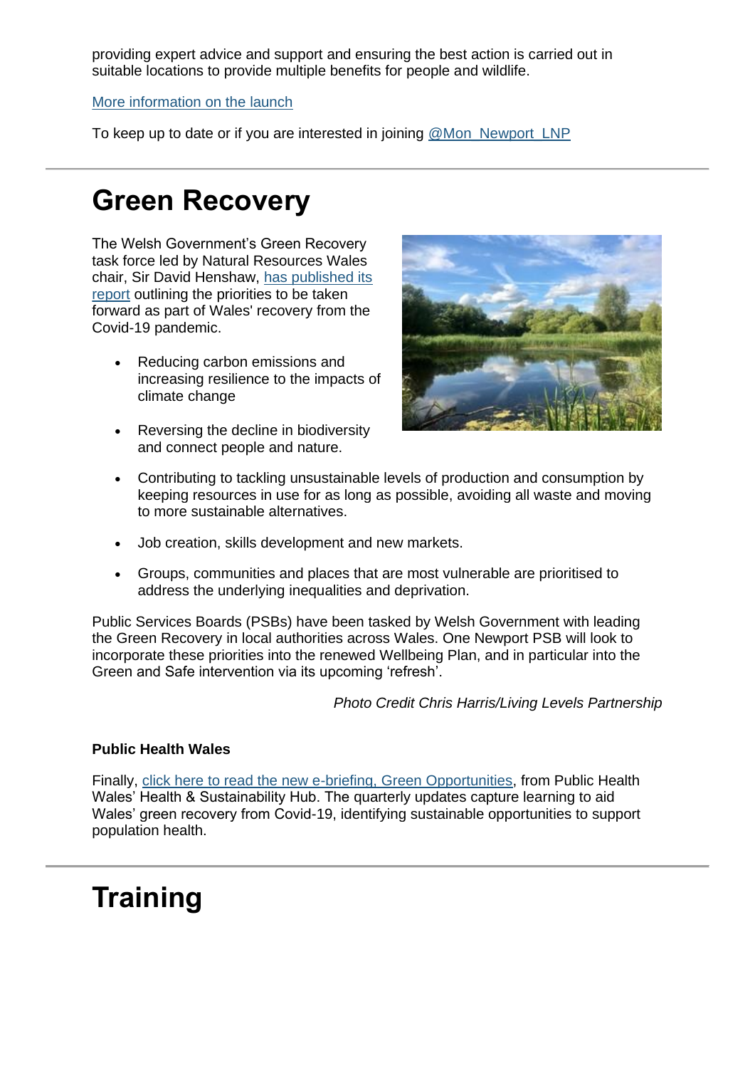providing expert advice and support and ensuring the best action is carried out in suitable locations to provide multiple benefits for people and wildlife.

More information on the launch

To keep up to date or if you are interested in joining @Mon_Newport_LNP

---

# Green Recovery

The Welsh Government's Green Recovery task force led by Natural Resources Wales chair, Sir David Henshaw, has published its report outlining the priorities to be taken forward as part of Wales' recovery from the Covid-19 pandemic.

- Reducing carbon emissions and increasing resilience to the impacts of climate change
- Reversing the decline in biodiversity and connect people and nature.
- Contributing to tackling unsustainable levels of production and consumption by keeping resources in use for as long as possible, avoiding all waste and moving to more sustainable alternatives.
- Job creation, skills development and new markets.
- Groups, communities and places that are most vulnerable are prioritised to address the underlying inequalities and deprivation.

Public Services Boards (PSBs) have been tasked by Welsh Government with leading the Green Recovery in local authorities across Wales. One Newport PSB will look to incorporate these priorities into the renewed Wellbeing Plan, and in particular into the Green and Safe intervention via its upcoming 'refresh'.

*Photo Credit Chris Harris/Living Levels Partnership*

**Public Health Wales**

Finally, click here to read the new e-briefing, Green Opportunities, from Public Health Wales' Health & Sustainability Hub. The quarterly updates capture learning to aid Wales' green recovery from Covid-19, identifying sustainable opportunities to support population health.

---

# Training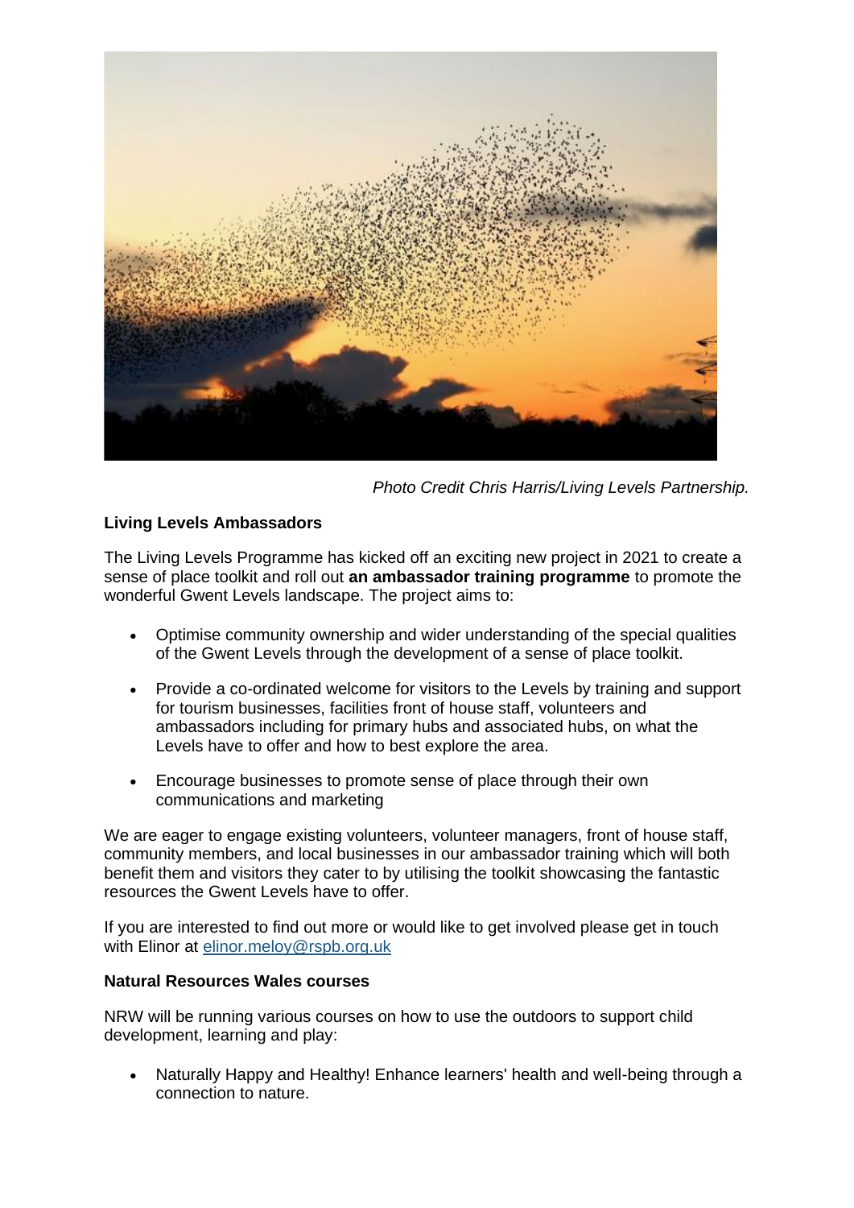*Photo Credit Chris Harris/Living Levels Partnership.*

**Living Levels Ambassadors**

The Living Levels Programme has kicked off an exciting new project in 2021 to create a sense of place toolkit and roll out **an ambassador training programme** to promote the wonderful Gwent Levels landscape. The project aims to:

- Optimise community ownership and wider understanding of the special qualities of the Gwent Levels through the development of a sense of place toolkit.
- Provide a co-ordinated welcome for visitors to the Levels by training and support for tourism businesses, facilities front of house staff, volunteers and ambassadors including for primary hubs and associated hubs, on what the Levels have to offer and how to best explore the area.
- Encourage businesses to promote sense of place through their own communications and marketing

We are eager to engage existing volunteers, volunteer managers, front of house staff, community members, and local businesses in our ambassador training which will both benefit them and visitors they cater to by utilising the toolkit showcasing the fantastic resources the Gwent Levels have to offer.

If you are interested to find out more or would like to get involved please get in touch with Elinor at elinor.meloy@rspb.org.uk

**Natural Resources Wales courses**

NRW will be running various courses on how to use the outdoors to support child development, learning and play:

- Naturally Happy and Healthy! Enhance learners' health and well-being through a connection to nature.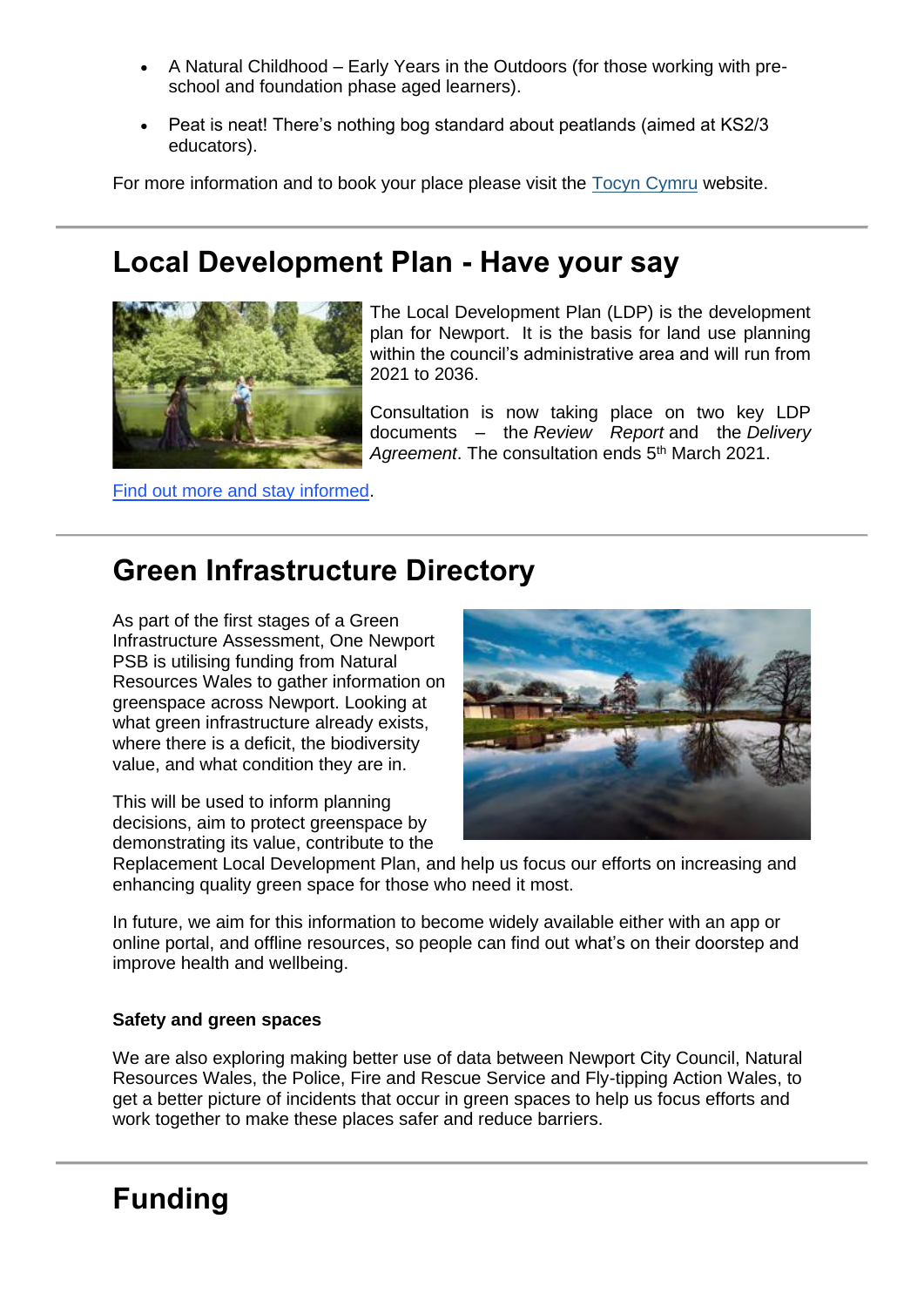- A Natural Childhood – Early Years in the Outdoors (for those working with pre-school and foundation phase aged learners).
- Peat is neat! There's nothing bog standard about peatlands (aimed at KS2/3 educators).

For more information and to book your place please visit the Tocyn Cymru website.

---

## Local Development Plan - Have your say

The Local Development Plan (LDP) is the development plan for Newport. It is the basis for land use planning within the council's administrative area and will run from 2021 to 2036.

Consultation is now taking place on two key LDP documents – the *Review Report* and the *Delivery Agreement*. The consultation ends 5th March 2021.

Find out more and stay informed.

---

## Green Infrastructure Directory

As part of the first stages of a Green Infrastructure Assessment, One Newport PSB is utilising funding from Natural Resources Wales to gather information on greenspace across Newport. Looking at what green infrastructure already exists, where there is a deficit, the biodiversity value, and what condition they are in.

This will be used to inform planning decisions, aim to protect greenspace by demonstrating its value, contribute to the Replacement Local Development Plan, and help us focus our efforts on increasing and enhancing quality green space for those who need it most.

In future, we aim for this information to become widely available either with an app or online portal, and offline resources, so people can find out what's on their doorstep and improve health and wellbeing.

**Safety and green spaces**

We are also exploring making better use of data between Newport City Council, Natural Resources Wales, the Police, Fire and Rescue Service and Fly-tipping Action Wales, to get a better picture of incidents that occur in green spaces to help us focus efforts and work together to make these places safer and reduce barriers.

---

## Funding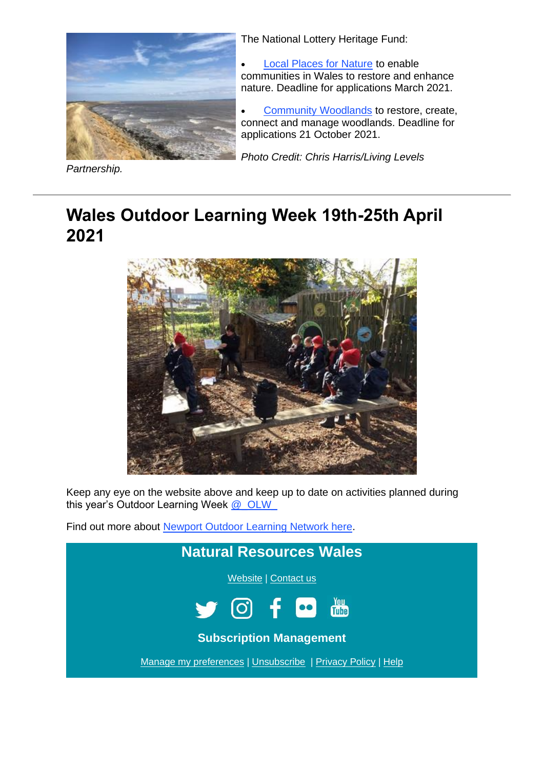The National Lottery Heritage Fund:

- Local Places for Nature to enable communities in Wales to restore and enhance nature. Deadline for applications March 2021.
- Community Woodlands to restore, create, connect and manage woodlands. Deadline for applications 21 October 2021.

*Photo Credit: Chris Harris/Living Levels Partnership.*

---

# Wales Outdoor Learning Week 19th-25th April 2021

Keep any eye on the website above and keep up to date on activities planned during this year's Outdoor Learning Week @_OLW_

Find out more about Newport Outdoor Learning Network here.

## Natural Resources Wales

Website | Contact us

**Subscription Management**

Manage my preferences | Unsubscribe | Privacy Policy | Help